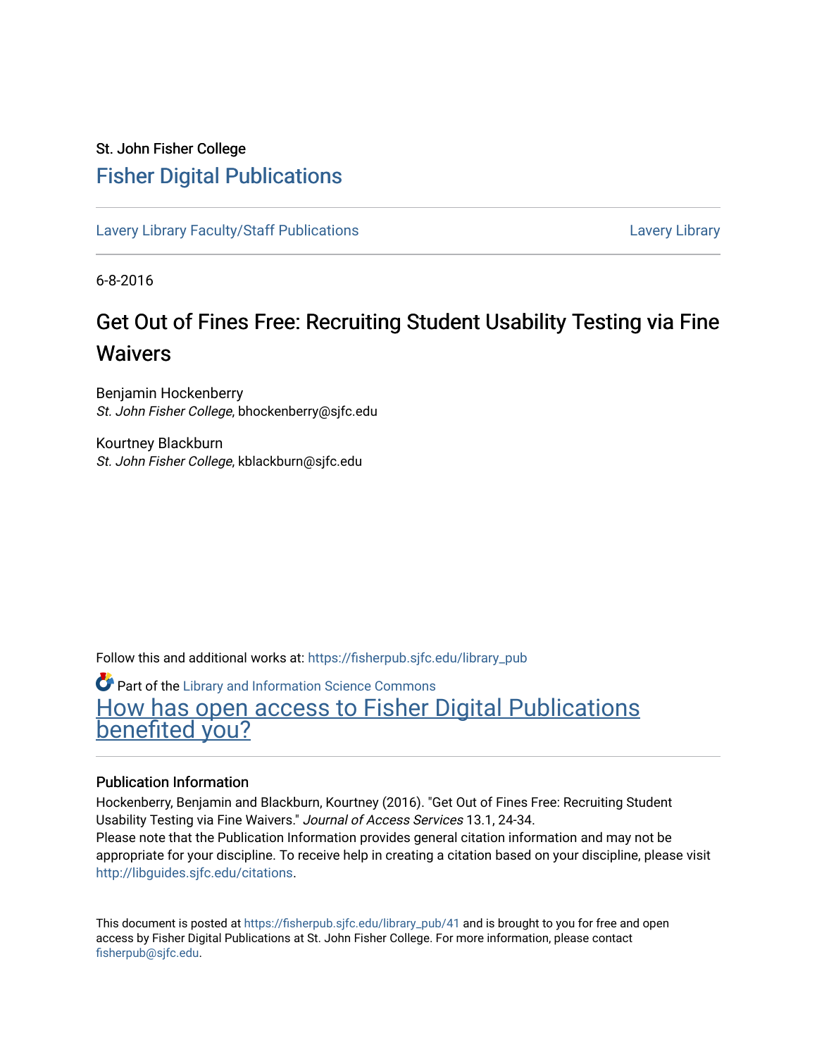St. John Fisher College

# Fisher Digital Publications

Lavery Library Faculty/Staff Publications | Lavery Library

6-8-2016

# Get Out of Fines Free: Recruiting Student Usability Testing via Fine Waivers

Benjamin Hockenberry
*St. John Fisher College*, bhockenberry@sjfc.edu

Kourtney Blackburn
*St. John Fisher College*, kblackburn@sjfc.edu

Follow this and additional works at: https://fisherpub.sjfc.edu/library_pub

Part of the Library and Information Science Commons

How has open access to Fisher Digital Publications benefited you?

## Publication Information

Hockenberry, Benjamin and Blackburn, Kourtney (2016). "Get Out of Fines Free: Recruiting Student Usability Testing via Fine Waivers." *Journal of Access Services* 13.1, 24-34.

Please note that the Publication Information provides general citation information and may not be appropriate for your discipline. To receive help in creating a citation based on your discipline, please visit http://libguides.sjfc.edu/citations.

This document is posted at https://fisherpub.sjfc.edu/library_pub/41 and is brought to you for free and open access by Fisher Digital Publications at St. John Fisher College. For more information, please contact fisherpub@sjfc.edu.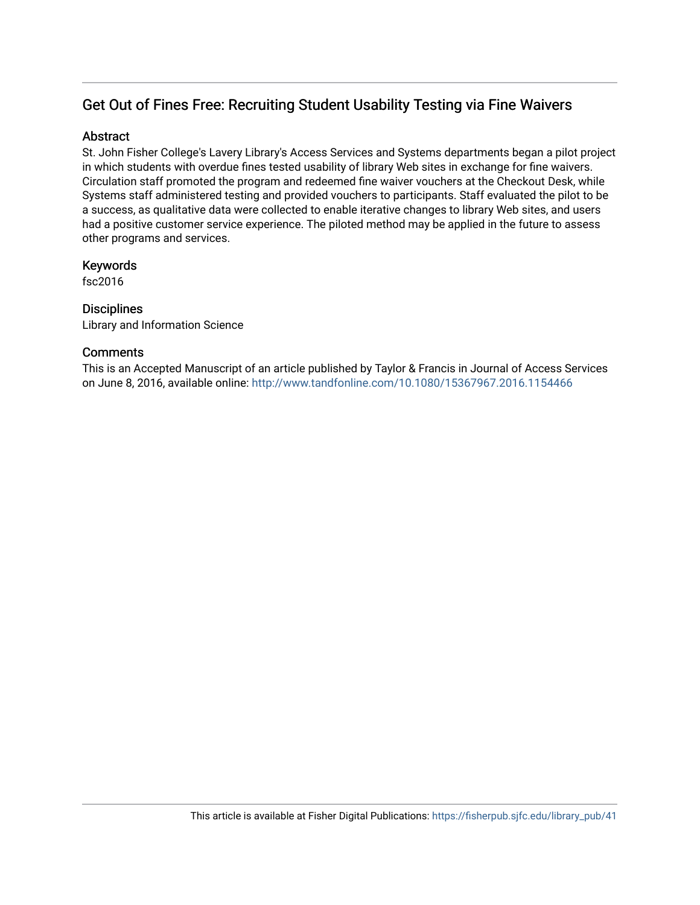## Get Out of Fines Free: Recruiting Student Usability Testing via Fine Waivers

### Abstract

St. John Fisher College's Lavery Library's Access Services and Systems departments began a pilot project in which students with overdue fines tested usability of library Web sites in exchange for fine waivers. Circulation staff promoted the program and redeemed fine waiver vouchers at the Checkout Desk, while Systems staff administered testing and provided vouchers to participants. Staff evaluated the pilot to be a success, as qualitative data were collected to enable iterative changes to library Web sites, and users had a positive customer service experience. The piloted method may be applied in the future to assess other programs and services.

### Keywords

fsc2016

### Disciplines

Library and Information Science

### Comments

This is an Accepted Manuscript of an article published by Taylor & Francis in Journal of Access Services on June 8, 2016, available online: http://www.tandfonline.com/10.1080/15367967.2016.1154466

This article is available at Fisher Digital Publications: https://fisherpub.sjfc.edu/library_pub/41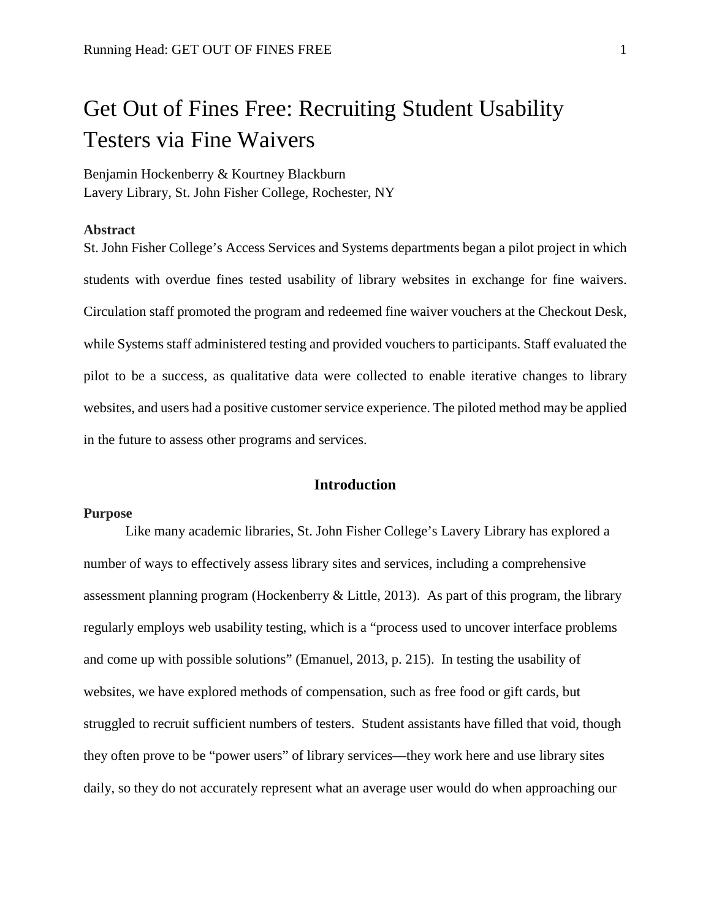# Get Out of Fines Free: Recruiting Student Usability Testers via Fine Waivers

Benjamin Hockenberry & Kourtney Blackburn
Lavery Library, St. John Fisher College, Rochester, NY

**Abstract**

St. John Fisher College's Access Services and Systems departments began a pilot project in which students with overdue fines tested usability of library websites in exchange for fine waivers. Circulation staff promoted the program and redeemed fine waiver vouchers at the Checkout Desk, while Systems staff administered testing and provided vouchers to participants. Staff evaluated the pilot to be a success, as qualitative data were collected to enable iterative changes to library websites, and users had a positive customer service experience. The piloted method may be applied in the future to assess other programs and services.

## Introduction

**Purpose**

Like many academic libraries, St. John Fisher College's Lavery Library has explored a number of ways to effectively assess library sites and services, including a comprehensive assessment planning program (Hockenberry & Little, 2013). As part of this program, the library regularly employs web usability testing, which is a "process used to uncover interface problems and come up with possible solutions" (Emanuel, 2013, p. 215). In testing the usability of websites, we have explored methods of compensation, such as free food or gift cards, but struggled to recruit sufficient numbers of testers. Student assistants have filled that void, though they often prove to be "power users" of library services—they work here and use library sites daily, so they do not accurately represent what an average user would do when approaching our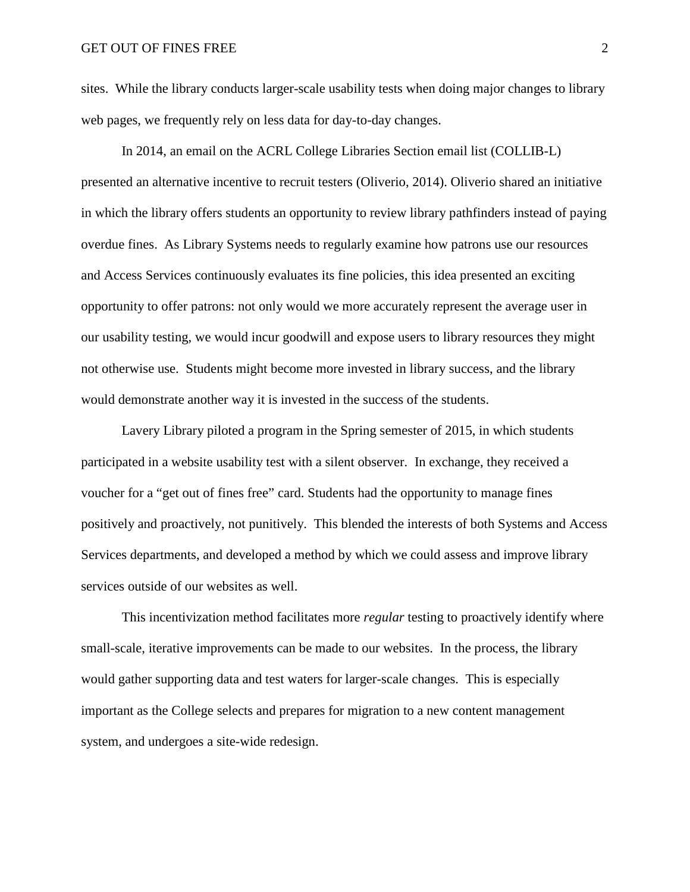sites. While the library conducts larger-scale usability tests when doing major changes to library web pages, we frequently rely on less data for day-to-day changes.

In 2014, an email on the ACRL College Libraries Section email list (COLLIB-L) presented an alternative incentive to recruit testers (Oliverio, 2014). Oliverio shared an initiative in which the library offers students an opportunity to review library pathfinders instead of paying overdue fines. As Library Systems needs to regularly examine how patrons use our resources and Access Services continuously evaluates its fine policies, this idea presented an exciting opportunity to offer patrons: not only would we more accurately represent the average user in our usability testing, we would incur goodwill and expose users to library resources they might not otherwise use. Students might become more invested in library success, and the library would demonstrate another way it is invested in the success of the students.

Lavery Library piloted a program in the Spring semester of 2015, in which students participated in a website usability test with a silent observer. In exchange, they received a voucher for a "get out of fines free" card. Students had the opportunity to manage fines positively and proactively, not punitively. This blended the interests of both Systems and Access Services departments, and developed a method by which we could assess and improve library services outside of our websites as well.

This incentivization method facilitates more *regular* testing to proactively identify where small-scale, iterative improvements can be made to our websites. In the process, the library would gather supporting data and test waters for larger-scale changes. This is especially important as the College selects and prepares for migration to a new content management system, and undergoes a site-wide redesign.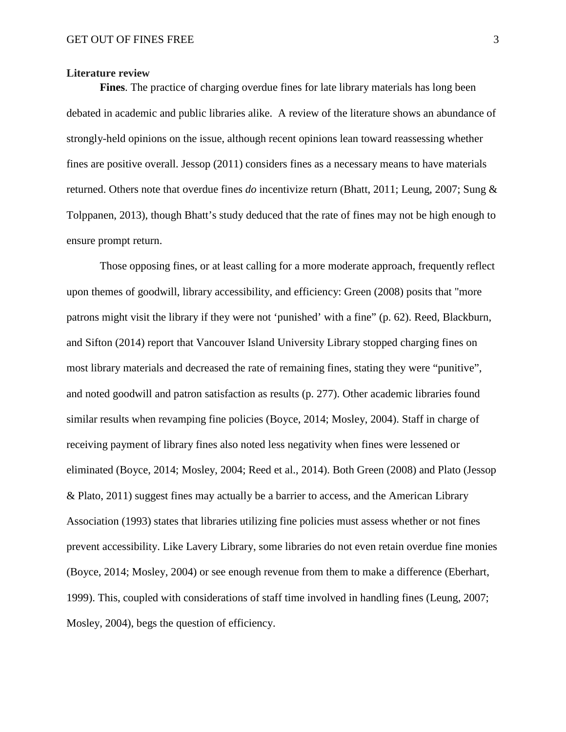**Literature review**

**Fines**. The practice of charging overdue fines for late library materials has long been debated in academic and public libraries alike. A review of the literature shows an abundance of strongly-held opinions on the issue, although recent opinions lean toward reassessing whether fines are positive overall. Jessop (2011) considers fines as a necessary means to have materials returned. Others note that overdue fines *do* incentivize return (Bhatt, 2011; Leung, 2007; Sung & Tolppanen, 2013), though Bhatt's study deduced that the rate of fines may not be high enough to ensure prompt return.

Those opposing fines, or at least calling for a more moderate approach, frequently reflect upon themes of goodwill, library accessibility, and efficiency: Green (2008) posits that "more patrons might visit the library if they were not 'punished' with a fine" (p. 62). Reed, Blackburn, and Sifton (2014) report that Vancouver Island University Library stopped charging fines on most library materials and decreased the rate of remaining fines, stating they were "punitive", and noted goodwill and patron satisfaction as results (p. 277). Other academic libraries found similar results when revamping fine policies (Boyce, 2014; Mosley, 2004). Staff in charge of receiving payment of library fines also noted less negativity when fines were lessened or eliminated (Boyce, 2014; Mosley, 2004; Reed et al., 2014). Both Green (2008) and Plato (Jessop & Plato, 2011) suggest fines may actually be a barrier to access, and the American Library Association (1993) states that libraries utilizing fine policies must assess whether or not fines prevent accessibility. Like Lavery Library, some libraries do not even retain overdue fine monies (Boyce, 2014; Mosley, 2004) or see enough revenue from them to make a difference (Eberhart, 1999). This, coupled with considerations of staff time involved in handling fines (Leung, 2007; Mosley, 2004), begs the question of efficiency.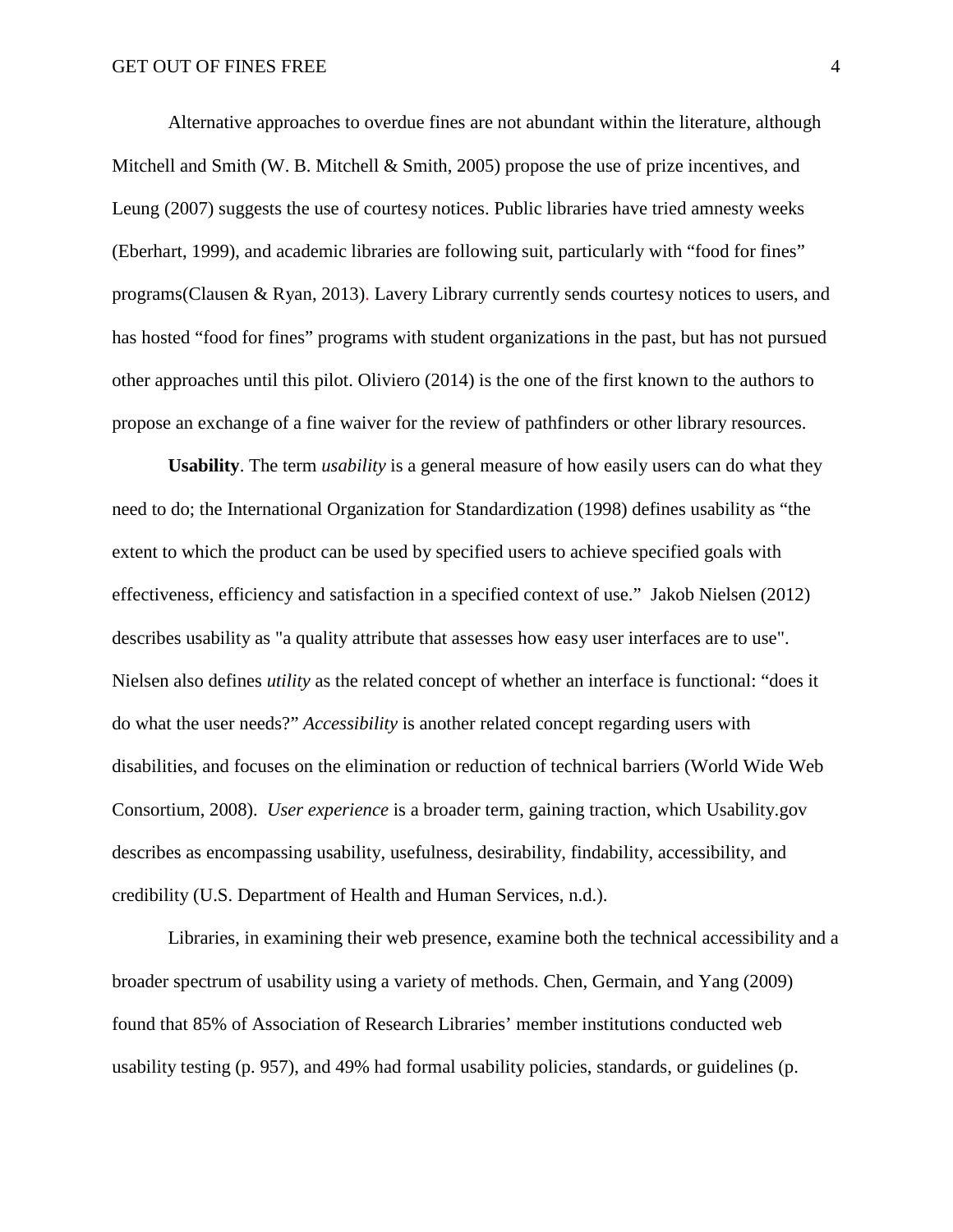Alternative approaches to overdue fines are not abundant within the literature, although Mitchell and Smith (W. B. Mitchell & Smith, 2005) propose the use of prize incentives, and Leung (2007) suggests the use of courtesy notices. Public libraries have tried amnesty weeks (Eberhart, 1999), and academic libraries are following suit, particularly with "food for fines" programs(Clausen & Ryan, 2013). Lavery Library currently sends courtesy notices to users, and has hosted "food for fines" programs with student organizations in the past, but has not pursued other approaches until this pilot. Oliviero (2014) is the one of the first known to the authors to propose an exchange of a fine waiver for the review of pathfinders or other library resources.

**Usability**. The term *usability* is a general measure of how easily users can do what they need to do; the International Organization for Standardization (1998) defines usability as "the extent to which the product can be used by specified users to achieve specified goals with effectiveness, efficiency and satisfaction in a specified context of use." Jakob Nielsen (2012) describes usability as "a quality attribute that assesses how easy user interfaces are to use". Nielsen also defines *utility* as the related concept of whether an interface is functional: "does it do what the user needs?" *Accessibility* is another related concept regarding users with disabilities, and focuses on the elimination or reduction of technical barriers (World Wide Web Consortium, 2008). *User experience* is a broader term, gaining traction, which Usability.gov describes as encompassing usability, usefulness, desirability, findability, accessibility, and credibility (U.S. Department of Health and Human Services, n.d.).

Libraries, in examining their web presence, examine both the technical accessibility and a broader spectrum of usability using a variety of methods. Chen, Germain, and Yang (2009) found that 85% of Association of Research Libraries' member institutions conducted web usability testing (p. 957), and 49% had formal usability policies, standards, or guidelines (p.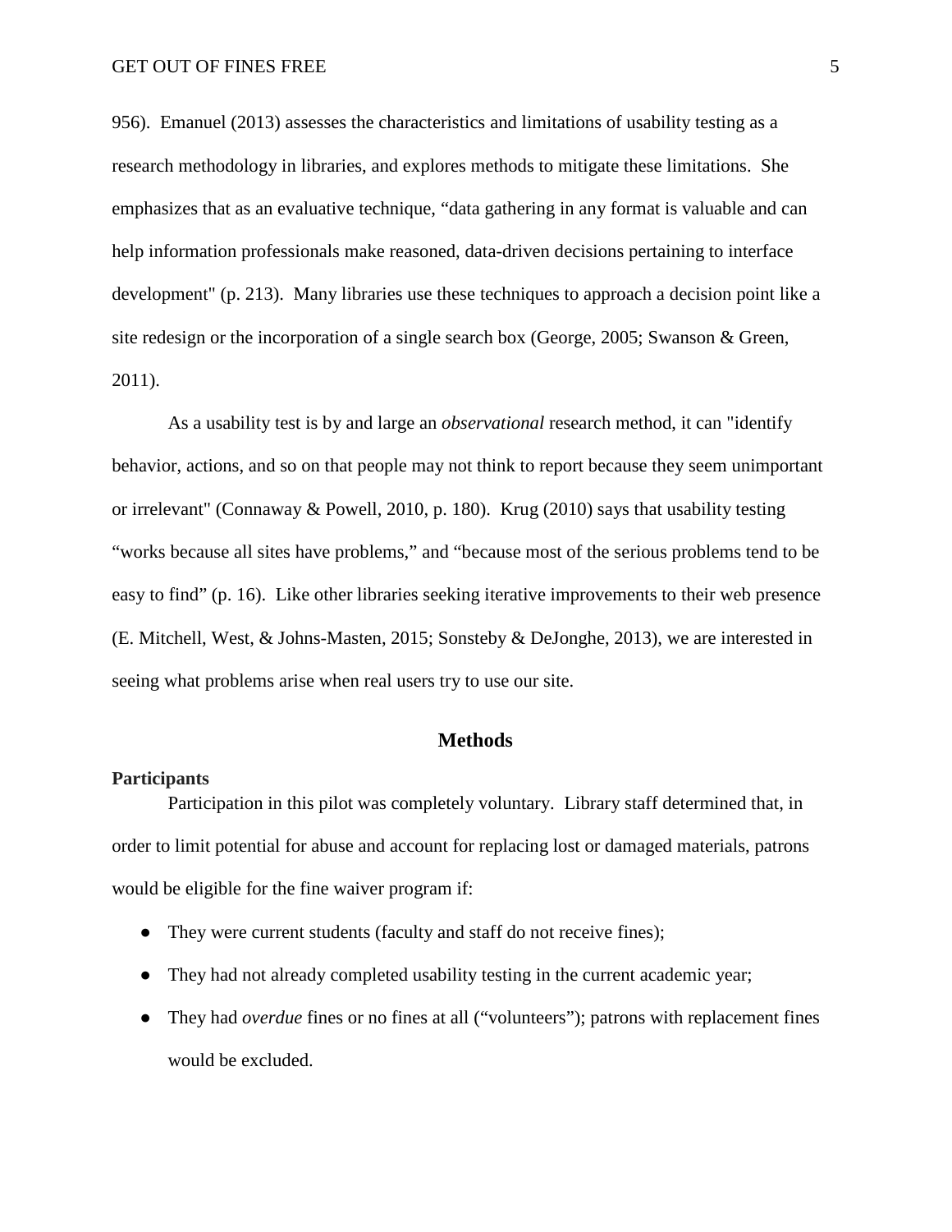956). Emanuel (2013) assesses the characteristics and limitations of usability testing as a research methodology in libraries, and explores methods to mitigate these limitations. She emphasizes that as an evaluative technique, "data gathering in any format is valuable and can help information professionals make reasoned, data-driven decisions pertaining to interface development" (p. 213). Many libraries use these techniques to approach a decision point like a site redesign or the incorporation of a single search box (George, 2005; Swanson & Green, 2011).

As a usability test is by and large an *observational* research method, it can "identify behavior, actions, and so on that people may not think to report because they seem unimportant or irrelevant" (Connaway & Powell, 2010, p. 180). Krug (2010) says that usability testing "works because all sites have problems," and "because most of the serious problems tend to be easy to find" (p. 16). Like other libraries seeking iterative improvements to their web presence (E. Mitchell, West, & Johns-Masten, 2015; Sonsteby & DeJonghe, 2013), we are interested in seeing what problems arise when real users try to use our site.

## Methods

### Participants

Participation in this pilot was completely voluntary. Library staff determined that, in order to limit potential for abuse and account for replacing lost or damaged materials, patrons would be eligible for the fine waiver program if:

- They were current students (faculty and staff do not receive fines);
- They had not already completed usability testing in the current academic year;
- They had *overdue* fines or no fines at all ("volunteers"); patrons with replacement fines would be excluded.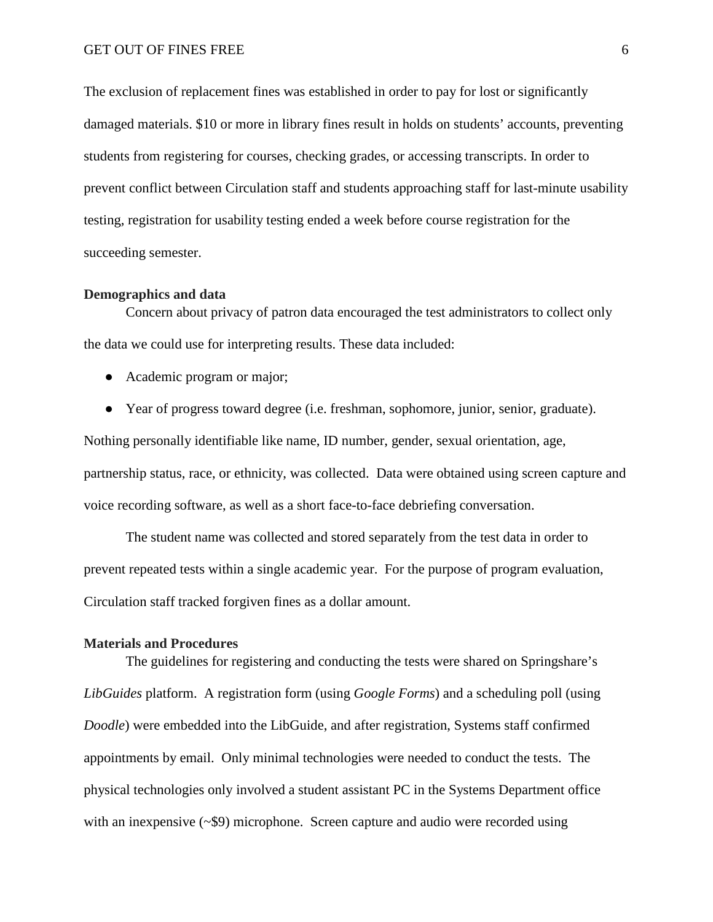The exclusion of replacement fines was established in order to pay for lost or significantly damaged materials. $10 or more in library fines result in holds on students' accounts, preventing students from registering for courses, checking grades, or accessing transcripts. In order to prevent conflict between Circulation staff and students approaching staff for last-minute usability testing, registration for usability testing ended a week before course registration for the succeeding semester.

**Demographics and data**

Concern about privacy of patron data encouraged the test administrators to collect only the data we could use for interpreting results. These data included:

- Academic program or major;
- Year of progress toward degree (i.e. freshman, sophomore, junior, senior, graduate).

Nothing personally identifiable like name, ID number, gender, sexual orientation, age, partnership status, race, or ethnicity, was collected. Data were obtained using screen capture and voice recording software, as well as a short face-to-face debriefing conversation.

The student name was collected and stored separately from the test data in order to prevent repeated tests within a single academic year. For the purpose of program evaluation, Circulation staff tracked forgiven fines as a dollar amount.

**Materials and Procedures**

The guidelines for registering and conducting the tests were shared on Springshare's *LibGuides* platform. A registration form (using *Google Forms*) and a scheduling poll (using *Doodle*) were embedded into the LibGuide, and after registration, Systems staff confirmed appointments by email. Only minimal technologies were needed to conduct the tests. The physical technologies only involved a student assistant PC in the Systems Department office with an inexpensive (~$9) microphone. Screen capture and audio were recorded using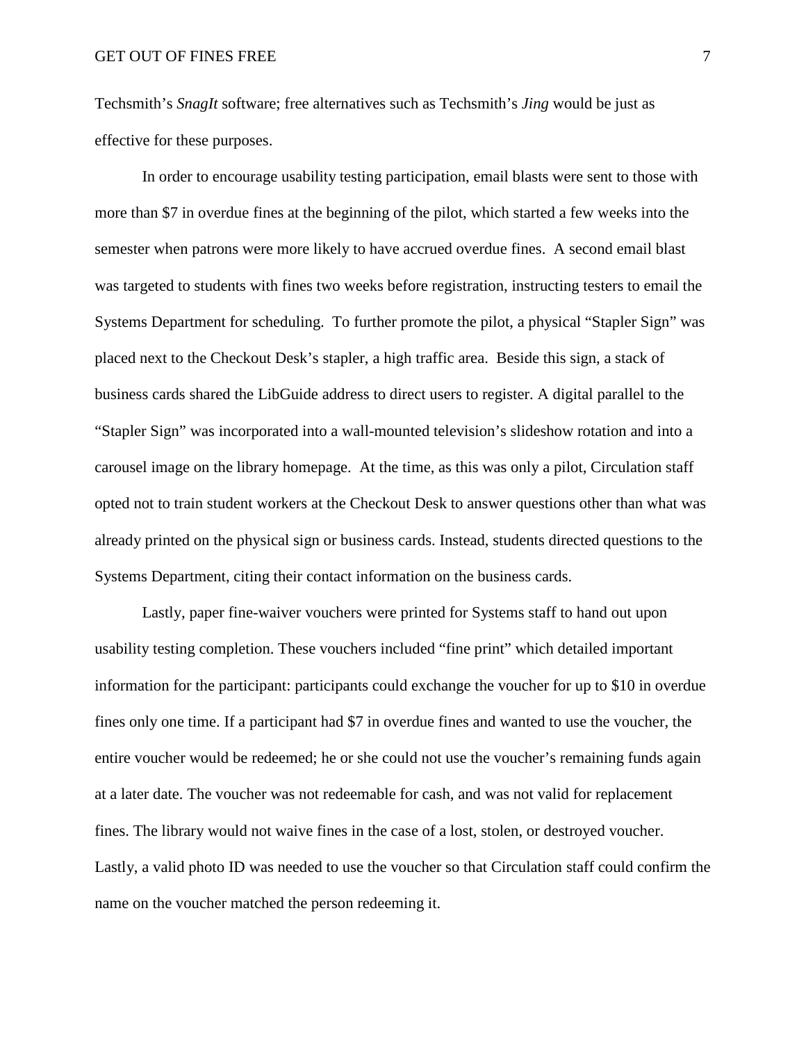Techsmith's *SnagIt* software; free alternatives such as Techsmith's *Jing* would be just as effective for these purposes.

In order to encourage usability testing participation, email blasts were sent to those with more than $7 in overdue fines at the beginning of the pilot, which started a few weeks into the semester when patrons were more likely to have accrued overdue fines. A second email blast was targeted to students with fines two weeks before registration, instructing testers to email the Systems Department for scheduling. To further promote the pilot, a physical "Stapler Sign" was placed next to the Checkout Desk's stapler, a high traffic area. Beside this sign, a stack of business cards shared the LibGuide address to direct users to register. A digital parallel to the "Stapler Sign" was incorporated into a wall-mounted television's slideshow rotation and into a carousel image on the library homepage. At the time, as this was only a pilot, Circulation staff opted not to train student workers at the Checkout Desk to answer questions other than what was already printed on the physical sign or business cards. Instead, students directed questions to the Systems Department, citing their contact information on the business cards.

Lastly, paper fine-waiver vouchers were printed for Systems staff to hand out upon usability testing completion. These vouchers included "fine print" which detailed important information for the participant: participants could exchange the voucher for up to $10 in overdue fines only one time. If a participant had $7 in overdue fines and wanted to use the voucher, the entire voucher would be redeemed; he or she could not use the voucher's remaining funds again at a later date. The voucher was not redeemable for cash, and was not valid for replacement fines. The library would not waive fines in the case of a lost, stolen, or destroyed voucher. Lastly, a valid photo ID was needed to use the voucher so that Circulation staff could confirm the name on the voucher matched the person redeeming it.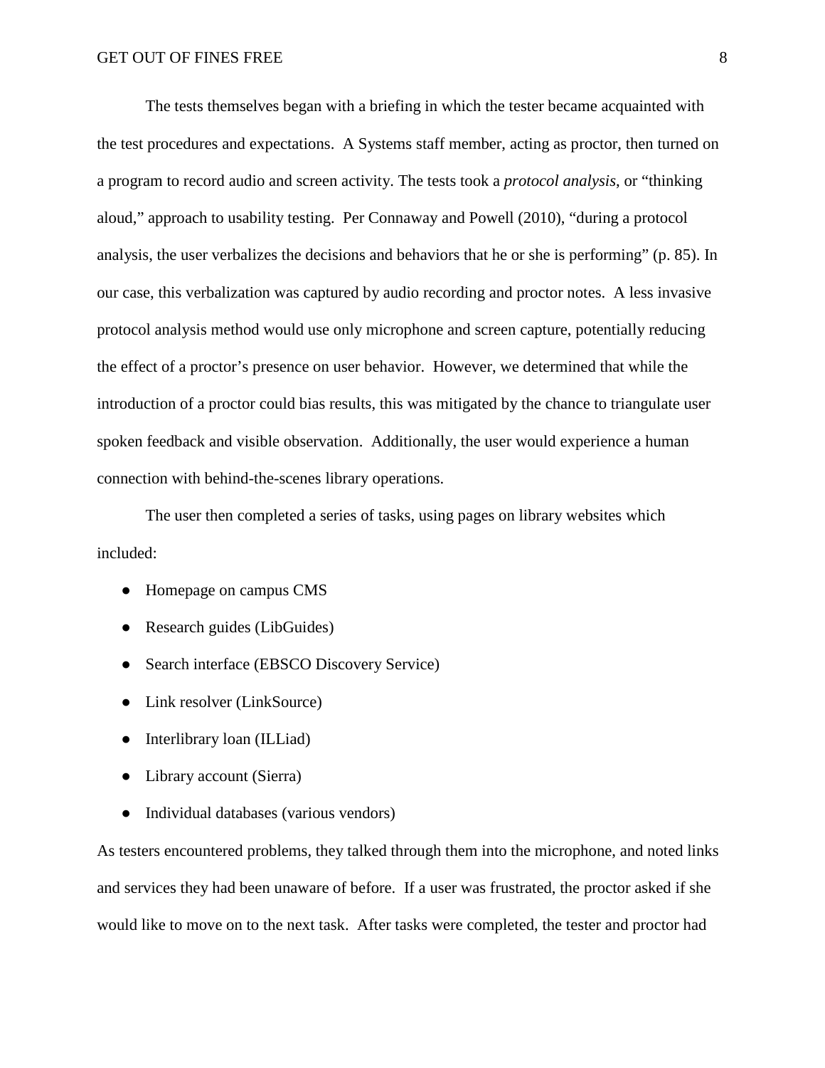The tests themselves began with a briefing in which the tester became acquainted with the test procedures and expectations. A Systems staff member, acting as proctor, then turned on a program to record audio and screen activity. The tests took a *protocol analysis*, or "thinking aloud," approach to usability testing. Per Connaway and Powell (2010), "during a protocol analysis, the user verbalizes the decisions and behaviors that he or she is performing" (p. 85). In our case, this verbalization was captured by audio recording and proctor notes. A less invasive protocol analysis method would use only microphone and screen capture, potentially reducing the effect of a proctor's presence on user behavior. However, we determined that while the introduction of a proctor could bias results, this was mitigated by the chance to triangulate user spoken feedback and visible observation. Additionally, the user would experience a human connection with behind-the-scenes library operations.

The user then completed a series of tasks, using pages on library websites which included:

- Homepage on campus CMS
- Research guides (LibGuides)
- Search interface (EBSCO Discovery Service)
- Link resolver (LinkSource)
- Interlibrary loan (ILLiad)
- Library account (Sierra)
- Individual databases (various vendors)

As testers encountered problems, they talked through them into the microphone, and noted links and services they had been unaware of before. If a user was frustrated, the proctor asked if she would like to move on to the next task. After tasks were completed, the tester and proctor had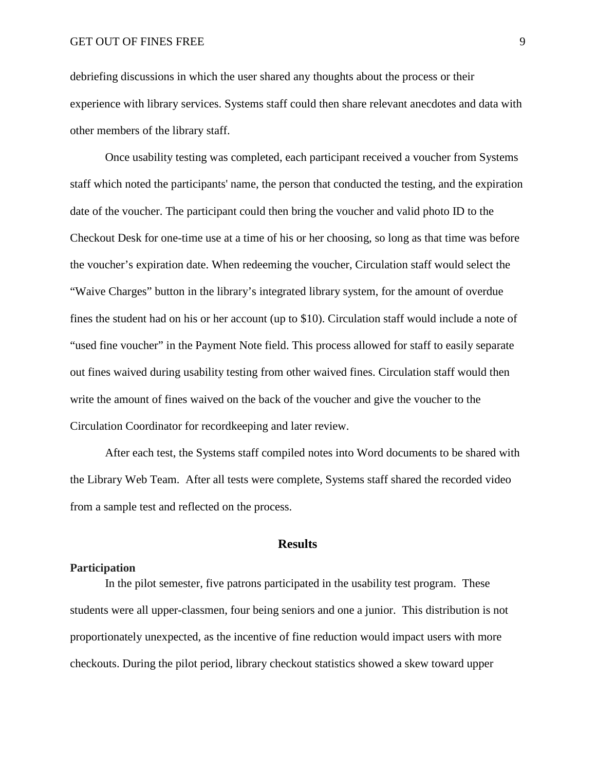debriefing discussions in which the user shared any thoughts about the process or their experience with library services. Systems staff could then share relevant anecdotes and data with other members of the library staff.

Once usability testing was completed, each participant received a voucher from Systems staff which noted the participants' name, the person that conducted the testing, and the expiration date of the voucher. The participant could then bring the voucher and valid photo ID to the Checkout Desk for one-time use at a time of his or her choosing, so long as that time was before the voucher's expiration date. When redeeming the voucher, Circulation staff would select the "Waive Charges" button in the library's integrated library system, for the amount of overdue fines the student had on his or her account (up to $10). Circulation staff would include a note of "used fine voucher" in the Payment Note field. This process allowed for staff to easily separate out fines waived during usability testing from other waived fines. Circulation staff would then write the amount of fines waived on the back of the voucher and give the voucher to the Circulation Coordinator for recordkeeping and later review.

After each test, the Systems staff compiled notes into Word documents to be shared with the Library Web Team. After all tests were complete, Systems staff shared the recorded video from a sample test and reflected on the process.

## Results

### Participation

In the pilot semester, five patrons participated in the usability test program. These students were all upper-classmen, four being seniors and one a junior. This distribution is not proportionately unexpected, as the incentive of fine reduction would impact users with more checkouts. During the pilot period, library checkout statistics showed a skew toward upper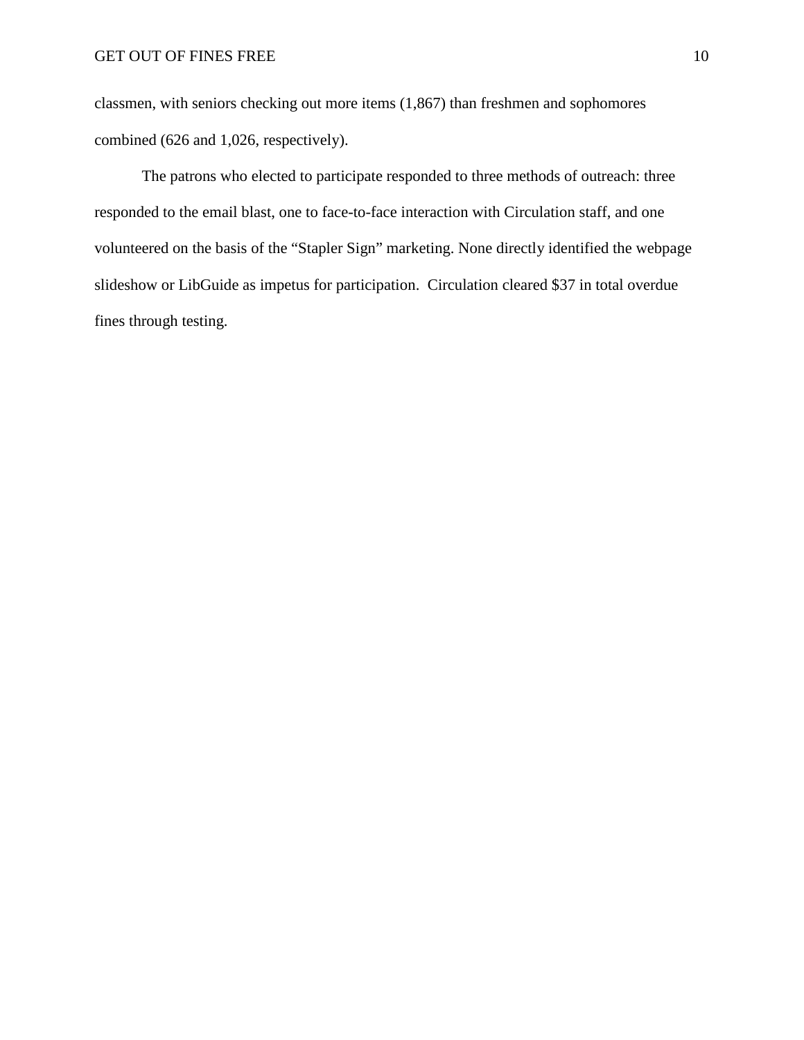classmen, with seniors checking out more items (1,867) than freshmen and sophomores combined (626 and 1,026, respectively).

The patrons who elected to participate responded to three methods of outreach: three responded to the email blast, one to face-to-face interaction with Circulation staff, and one volunteered on the basis of the "Stapler Sign" marketing. None directly identified the webpage slideshow or LibGuide as impetus for participation. Circulation cleared $37 in total overdue fines through testing.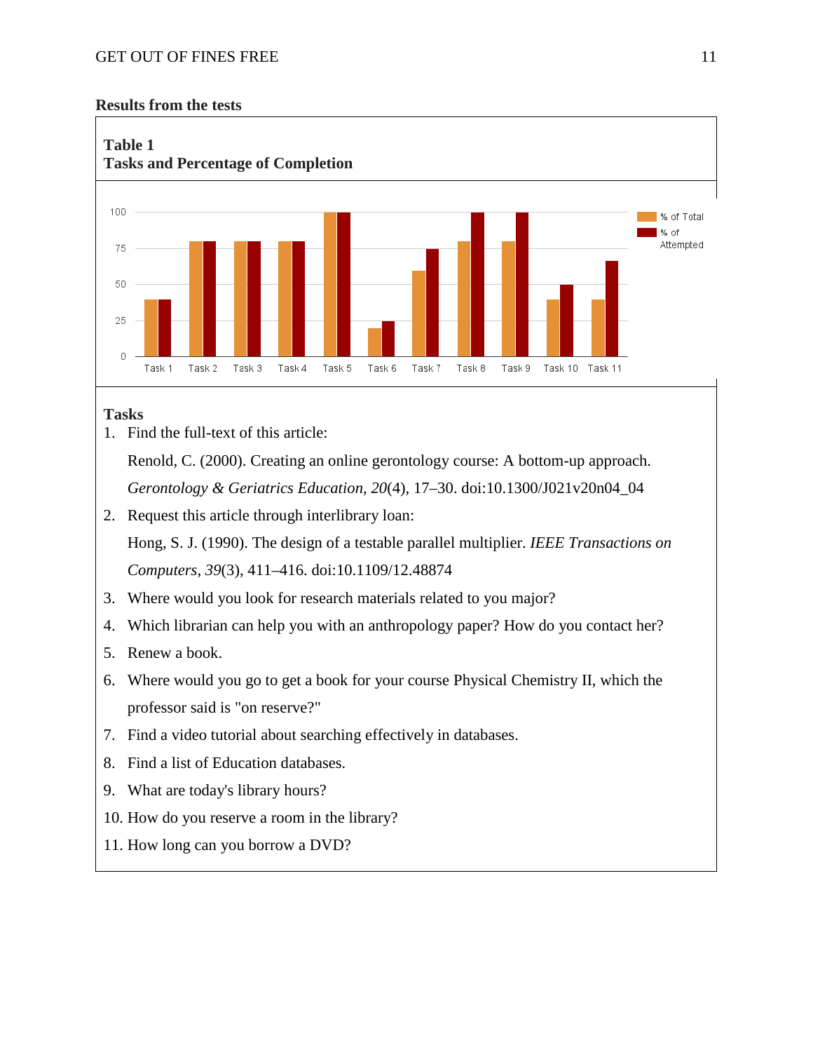**Results from the tests**

**Table 1**
**Tasks and Percentage of Completion**

**Tasks**

1. Find the full-text of this article:

   Renold, C. (2000). Creating an online gerontology course: A bottom-up approach. *Gerontology & Geriatrics Education*, *20*(4), 17–30. doi:10.1300/J021v20n04_04

2. Request this article through interlibrary loan:

   Hong, S. J. (1990). The design of a testable parallel multiplier. *IEEE Transactions on Computers*, *39*(3), 411–416. doi:10.1109/12.48874

3. Where would you look for research materials related to you major?
4. Which librarian can help you with an anthropology paper? How do you contact her?
5. Renew a book.
6. Where would you go to get a book for your course Physical Chemistry II, which the professor said is "on reserve?"
7. Find a video tutorial about searching effectively in databases.
8. Find a list of Education databases.
9. What are today's library hours?
10. How do you reserve a room in the library?
11. How long can you borrow a DVD?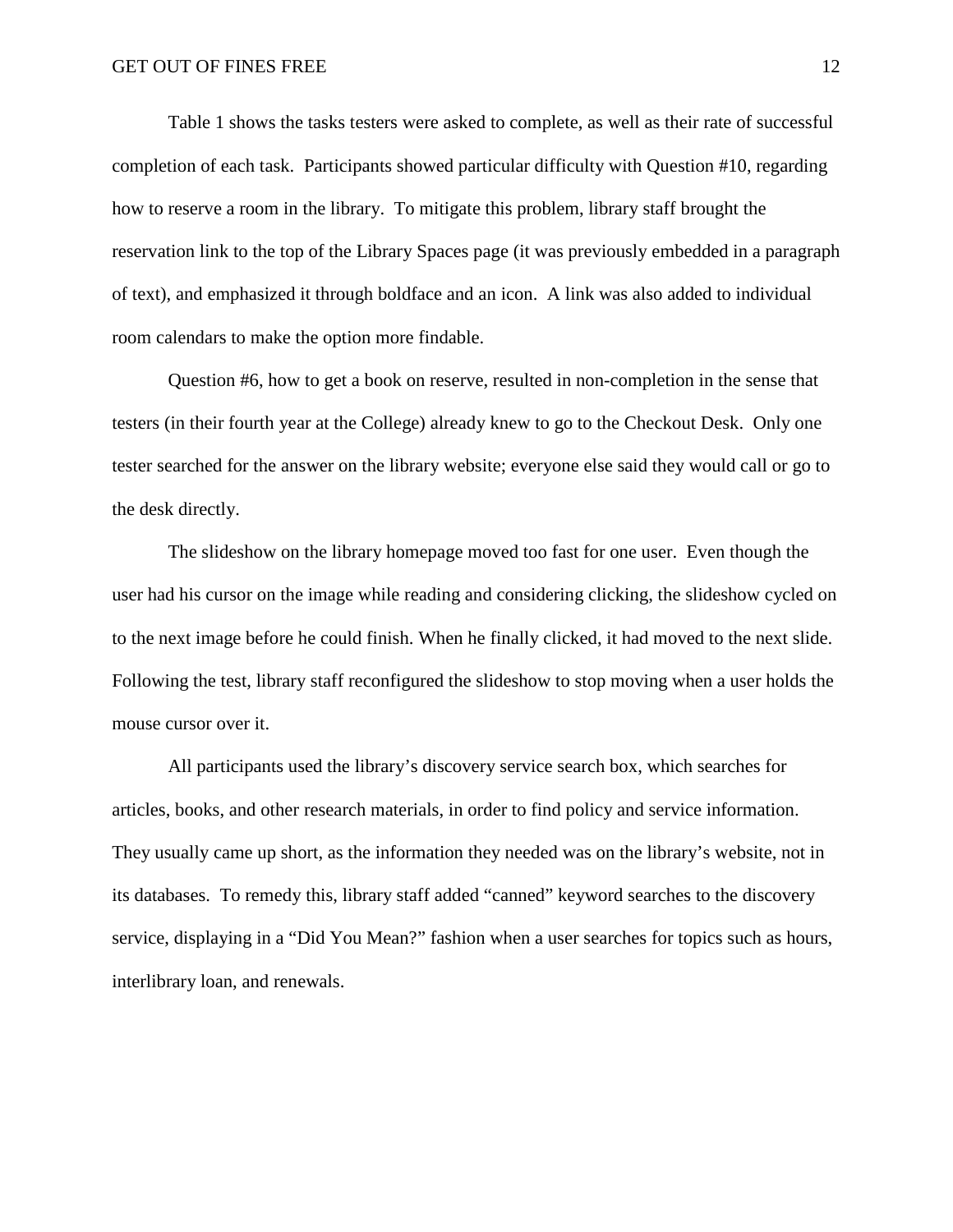Table 1 shows the tasks testers were asked to complete, as well as their rate of successful completion of each task. Participants showed particular difficulty with Question #10, regarding how to reserve a room in the library. To mitigate this problem, library staff brought the reservation link to the top of the Library Spaces page (it was previously embedded in a paragraph of text), and emphasized it through boldface and an icon. A link was also added to individual room calendars to make the option more findable.

Question #6, how to get a book on reserve, resulted in non-completion in the sense that testers (in their fourth year at the College) already knew to go to the Checkout Desk. Only one tester searched for the answer on the library website; everyone else said they would call or go to the desk directly.

The slideshow on the library homepage moved too fast for one user. Even though the user had his cursor on the image while reading and considering clicking, the slideshow cycled on to the next image before he could finish. When he finally clicked, it had moved to the next slide. Following the test, library staff reconfigured the slideshow to stop moving when a user holds the mouse cursor over it.

All participants used the library's discovery service search box, which searches for articles, books, and other research materials, in order to find policy and service information. They usually came up short, as the information they needed was on the library's website, not in its databases. To remedy this, library staff added "canned" keyword searches to the discovery service, displaying in a "Did You Mean?" fashion when a user searches for topics such as hours, interlibrary loan, and renewals.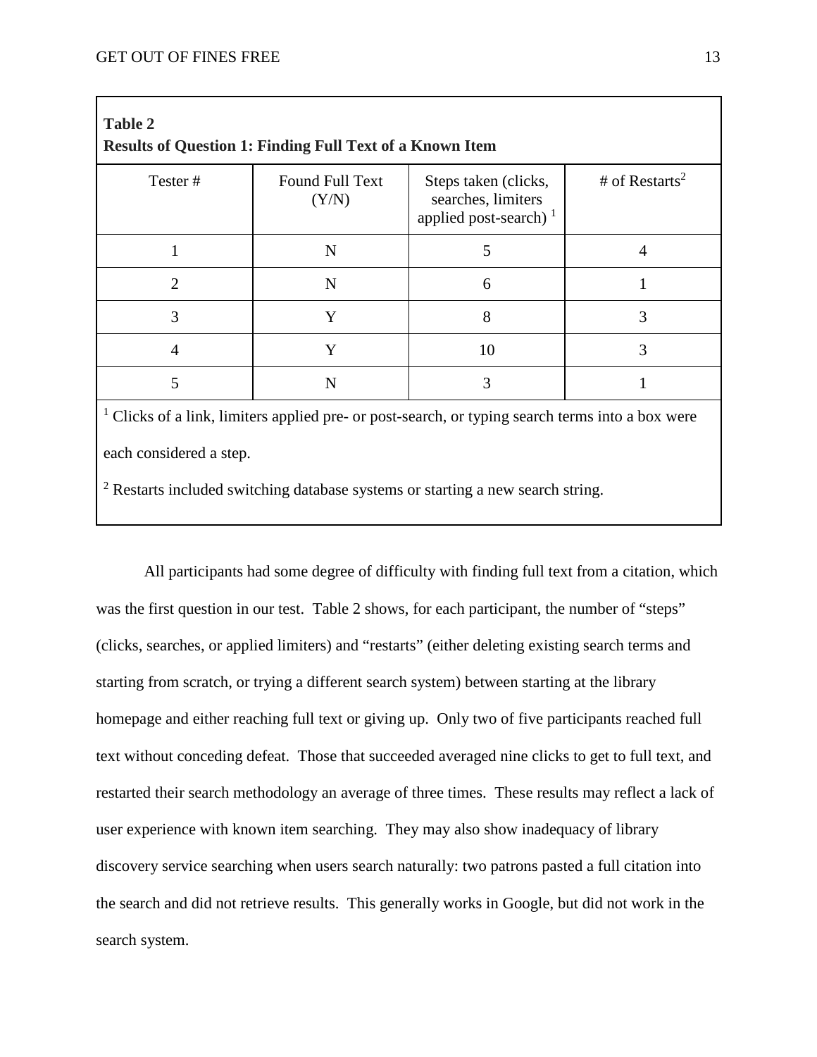**Table 2**
**Results of Question 1: Finding Full Text of a Known Item**

| Tester # | Found Full Text (Y/N) | Steps taken (clicks, searches, limiters applied post-search) [1] | # of Restarts[2] |
|---|---|---|---|
| 1 | N | 5 | 4 |
| 2 | N | 6 | 1 |
| 3 | Y | 8 | 3 |
| 4 | Y | 10 | 3 |
| 5 | N | 3 | 1 |

[1] Clicks of a link, limiters applied pre- or post-search, or typing search terms into a box were each considered a step.

[2] Restarts included switching database systems or starting a new search string.

All participants had some degree of difficulty with finding full text from a citation, which was the first question in our test. Table 2 shows, for each participant, the number of "steps" (clicks, searches, or applied limiters) and "restarts" (either deleting existing search terms and starting from scratch, or trying a different search system) between starting at the library homepage and either reaching full text or giving up. Only two of five participants reached full text without conceding defeat. Those that succeeded averaged nine clicks to get to full text, and restarted their search methodology an average of three times. These results may reflect a lack of user experience with known item searching. They may also show inadequacy of library discovery service searching when users search naturally: two patrons pasted a full citation into the search and did not retrieve results. This generally works in Google, but did not work in the search system.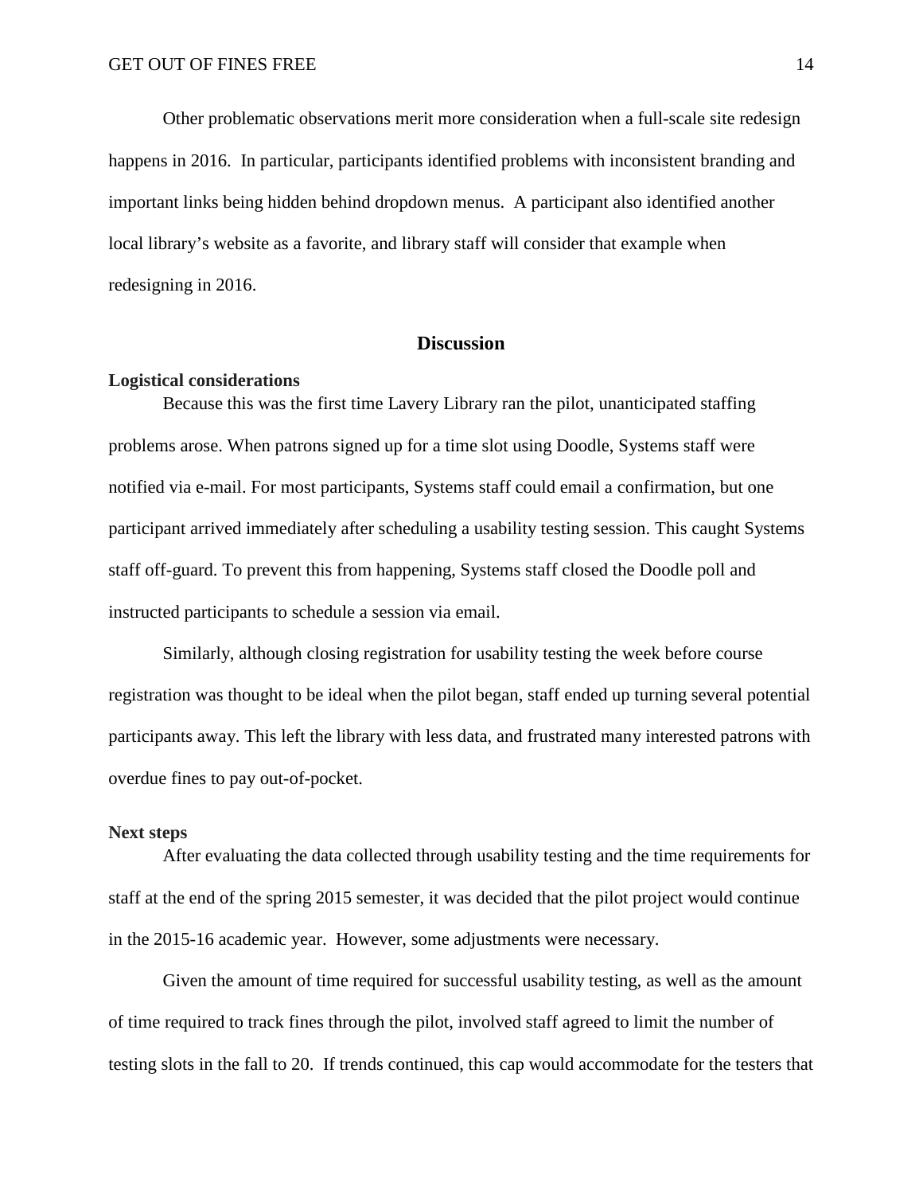Other problematic observations merit more consideration when a full-scale site redesign happens in 2016. In particular, participants identified problems with inconsistent branding and important links being hidden behind dropdown menus. A participant also identified another local library's website as a favorite, and library staff will consider that example when redesigning in 2016.

## Discussion

### Logistical considerations

Because this was the first time Lavery Library ran the pilot, unanticipated staffing problems arose. When patrons signed up for a time slot using Doodle, Systems staff were notified via e-mail. For most participants, Systems staff could email a confirmation, but one participant arrived immediately after scheduling a usability testing session. This caught Systems staff off-guard. To prevent this from happening, Systems staff closed the Doodle poll and instructed participants to schedule a session via email.

Similarly, although closing registration for usability testing the week before course registration was thought to be ideal when the pilot began, staff ended up turning several potential participants away. This left the library with less data, and frustrated many interested patrons with overdue fines to pay out-of-pocket.

### Next steps

After evaluating the data collected through usability testing and the time requirements for staff at the end of the spring 2015 semester, it was decided that the pilot project would continue in the 2015-16 academic year. However, some adjustments were necessary.

Given the amount of time required for successful usability testing, as well as the amount of time required to track fines through the pilot, involved staff agreed to limit the number of testing slots in the fall to 20. If trends continued, this cap would accommodate for the testers that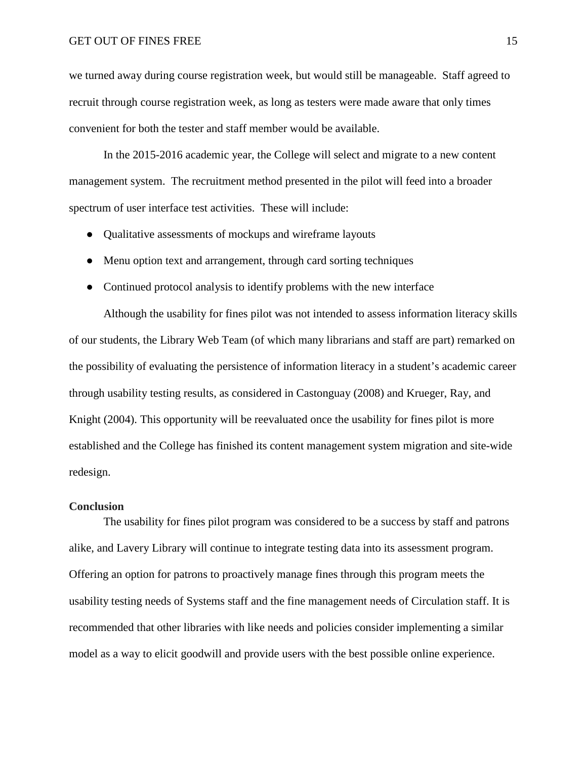we turned away during course registration week, but would still be manageable. Staff agreed to recruit through course registration week, as long as testers were made aware that only times convenient for both the tester and staff member would be available.

In the 2015-2016 academic year, the College will select and migrate to a new content management system. The recruitment method presented in the pilot will feed into a broader spectrum of user interface test activities. These will include:

- Qualitative assessments of mockups and wireframe layouts
- Menu option text and arrangement, through card sorting techniques
- Continued protocol analysis to identify problems with the new interface

Although the usability for fines pilot was not intended to assess information literacy skills of our students, the Library Web Team (of which many librarians and staff are part) remarked on the possibility of evaluating the persistence of information literacy in a student's academic career through usability testing results, as considered in Castonguay (2008) and Krueger, Ray, and Knight (2004). This opportunity will be reevaluated once the usability for fines pilot is more established and the College has finished its content management system migration and site-wide redesign.

**Conclusion**

The usability for fines pilot program was considered to be a success by staff and patrons alike, and Lavery Library will continue to integrate testing data into its assessment program. Offering an option for patrons to proactively manage fines through this program meets the usability testing needs of Systems staff and the fine management needs of Circulation staff. It is recommended that other libraries with like needs and policies consider implementing a similar model as a way to elicit goodwill and provide users with the best possible online experience.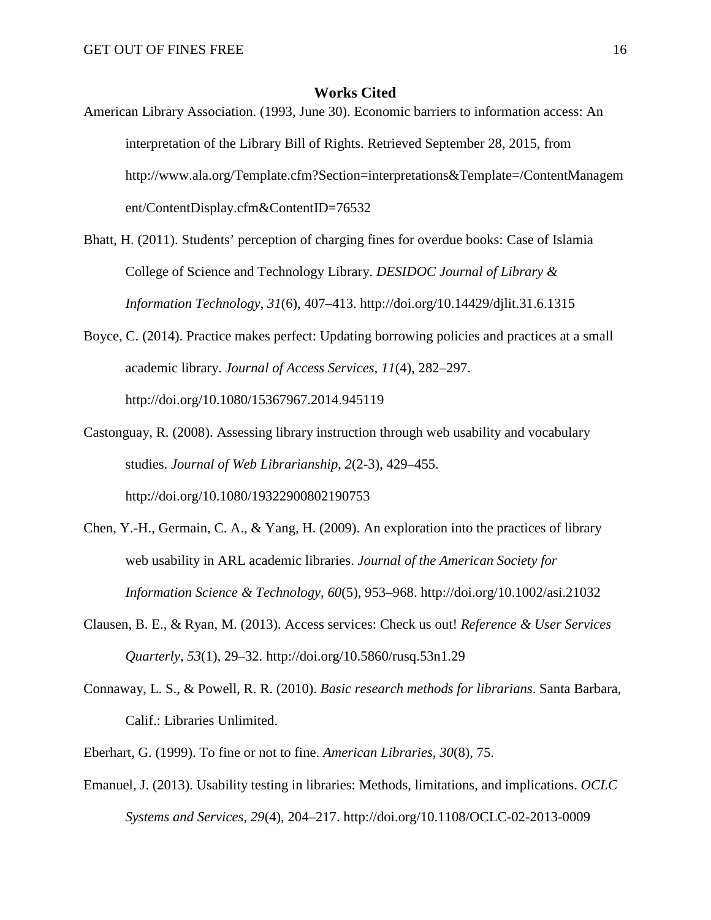## Works Cited

American Library Association. (1993, June 30). Economic barriers to information access: An interpretation of the Library Bill of Rights. Retrieved September 28, 2015, from http://www.ala.org/Template.cfm?Section=interpretations&Template=/ContentManagement/ContentDisplay.cfm&ContentID=76532

Bhatt, H. (2011). Students' perception of charging fines for overdue books: Case of Islamia College of Science and Technology Library. *DESIDOC Journal of Library & Information Technology*, *31*(6), 407–413. http://doi.org/10.14429/djlit.31.6.1315

Boyce, C. (2014). Practice makes perfect: Updating borrowing policies and practices at a small academic library. *Journal of Access Services*, *11*(4), 282–297. http://doi.org/10.1080/15367967.2014.945119

Castonguay, R. (2008). Assessing library instruction through web usability and vocabulary studies. *Journal of Web Librarianship*, *2*(2-3), 429–455. http://doi.org/10.1080/19322900802190753

Chen, Y.-H., Germain, C. A., & Yang, H. (2009). An exploration into the practices of library web usability in ARL academic libraries. *Journal of the American Society for Information Science & Technology*, *60*(5), 953–968. http://doi.org/10.1002/asi.21032

Clausen, B. E., & Ryan, M. (2013). Access services: Check us out! *Reference & User Services Quarterly*, *53*(1), 29–32. http://doi.org/10.5860/rusq.53n1.29

Connaway, L. S., & Powell, R. R. (2010). *Basic research methods for librarians*. Santa Barbara, Calif.: Libraries Unlimited.

Eberhart, G. (1999). To fine or not to fine. *American Libraries*, *30*(8), 75.

Emanuel, J. (2013). Usability testing in libraries: Methods, limitations, and implications. *OCLC Systems and Services*, *29*(4), 204–217. http://doi.org/10.1108/OCLC-02-2013-0009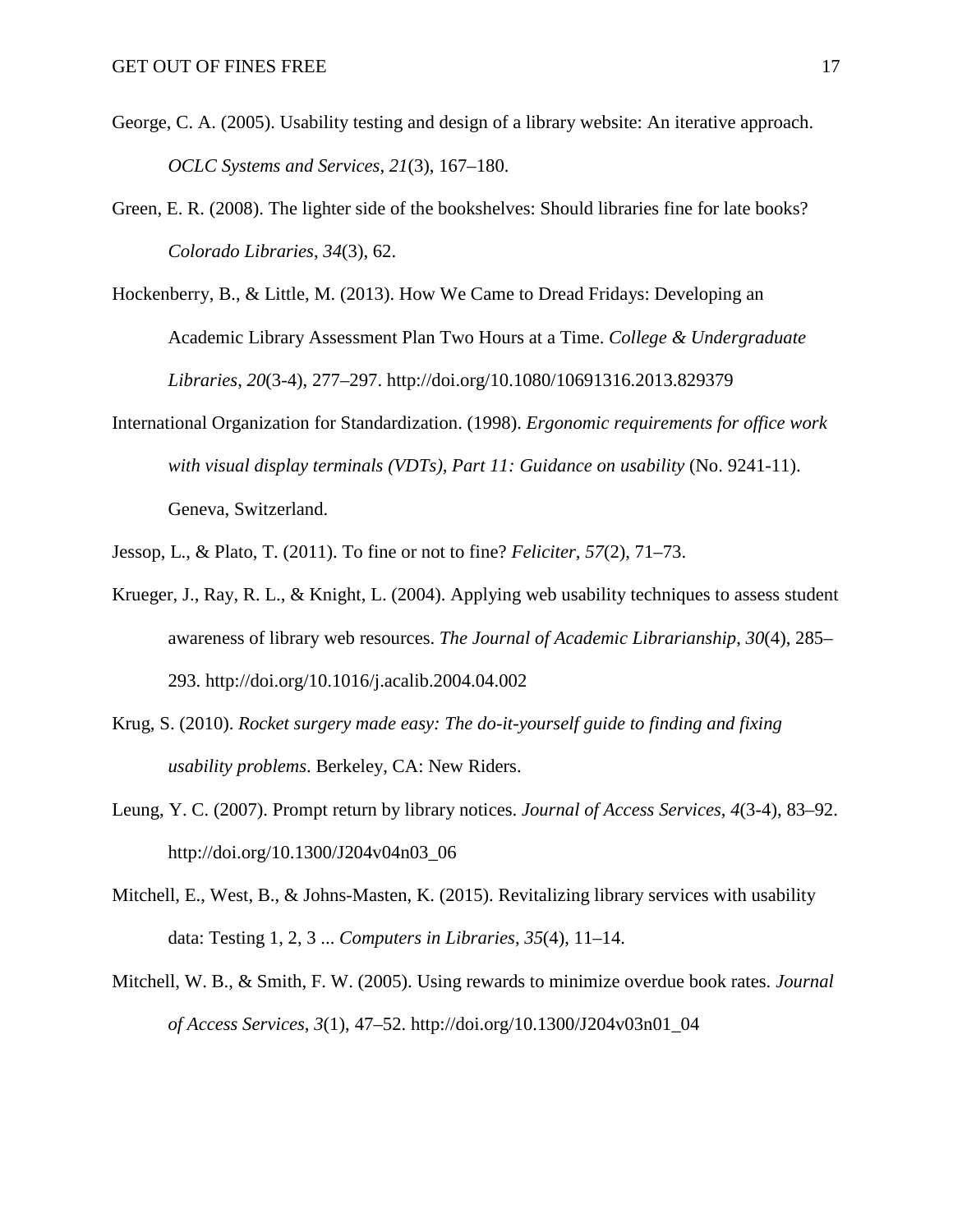George, C. A. (2005). Usability testing and design of a library website: An iterative approach. *OCLC Systems and Services*, *21*(3), 167–180.

Green, E. R. (2008). The lighter side of the bookshelves: Should libraries fine for late books? *Colorado Libraries*, *34*(3), 62.

Hockenberry, B., & Little, M. (2013). How We Came to Dread Fridays: Developing an Academic Library Assessment Plan Two Hours at a Time. *College & Undergraduate Libraries*, *20*(3-4), 277–297. http://doi.org/10.1080/10691316.2013.829379

International Organization for Standardization. (1998). *Ergonomic requirements for office work with visual display terminals (VDTs), Part 11: Guidance on usability* (No. 9241-11). Geneva, Switzerland.

Jessop, L., & Plato, T. (2011). To fine or not to fine? *Feliciter*, *57*(2), 71–73.

Krueger, J., Ray, R. L., & Knight, L. (2004). Applying web usability techniques to assess student awareness of library web resources. *The Journal of Academic Librarianship*, *30*(4), 285–293. http://doi.org/10.1016/j.acalib.2004.04.002

Krug, S. (2010). *Rocket surgery made easy: The do-it-yourself guide to finding and fixing usability problems*. Berkeley, CA: New Riders.

Leung, Y. C. (2007). Prompt return by library notices. *Journal of Access Services*, *4*(3-4), 83–92. http://doi.org/10.1300/J204v04n03_06

Mitchell, E., West, B., & Johns-Masten, K. (2015). Revitalizing library services with usability data: Testing 1, 2, 3 ... *Computers in Libraries*, *35*(4), 11–14.

Mitchell, W. B., & Smith, F. W. (2005). Using rewards to minimize overdue book rates. *Journal of Access Services*, *3*(1), 47–52. http://doi.org/10.1300/J204v03n01_04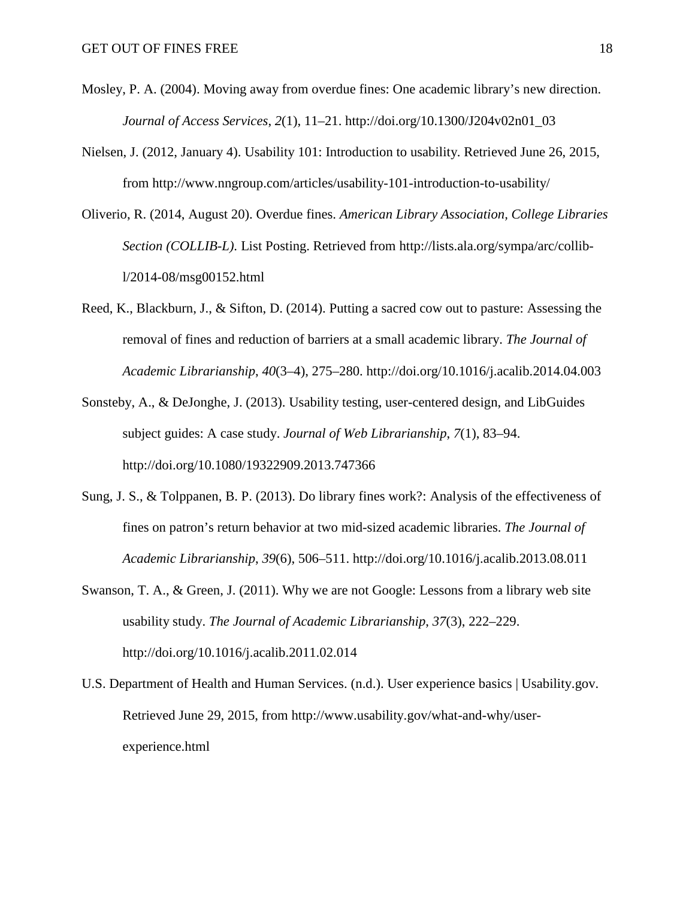Mosley, P. A. (2004). Moving away from overdue fines: One academic library's new direction. *Journal of Access Services*, *2*(1), 11–21. http://doi.org/10.1300/J204v02n01_03

Nielsen, J. (2012, January 4). Usability 101: Introduction to usability. Retrieved June 26, 2015, from http://www.nngroup.com/articles/usability-101-introduction-to-usability/

Oliverio, R. (2014, August 20). Overdue fines. *American Library Association, College Libraries Section (COLLIB-L)*. List Posting. Retrieved from http://lists.ala.org/sympa/arc/collib-l/2014-08/msg00152.html

Reed, K., Blackburn, J., & Sifton, D. (2014). Putting a sacred cow out to pasture: Assessing the removal of fines and reduction of barriers at a small academic library. *The Journal of Academic Librarianship*, *40*(3–4), 275–280. http://doi.org/10.1016/j.acalib.2014.04.003

Sonsteby, A., & DeJonghe, J. (2013). Usability testing, user-centered design, and LibGuides subject guides: A case study. *Journal of Web Librarianship*, *7*(1), 83–94. http://doi.org/10.1080/19322909.2013.747366

Sung, J. S., & Tolppanen, B. P. (2013). Do library fines work?: Analysis of the effectiveness of fines on patron's return behavior at two mid-sized academic libraries. *The Journal of Academic Librarianship*, *39*(6), 506–511. http://doi.org/10.1016/j.acalib.2013.08.011

Swanson, T. A., & Green, J. (2011). Why we are not Google: Lessons from a library web site usability study. *The Journal of Academic Librarianship*, *37*(3), 222–229. http://doi.org/10.1016/j.acalib.2011.02.014

U.S. Department of Health and Human Services. (n.d.). User experience basics | Usability.gov. Retrieved June 29, 2015, from http://www.usability.gov/what-and-why/user-experience.html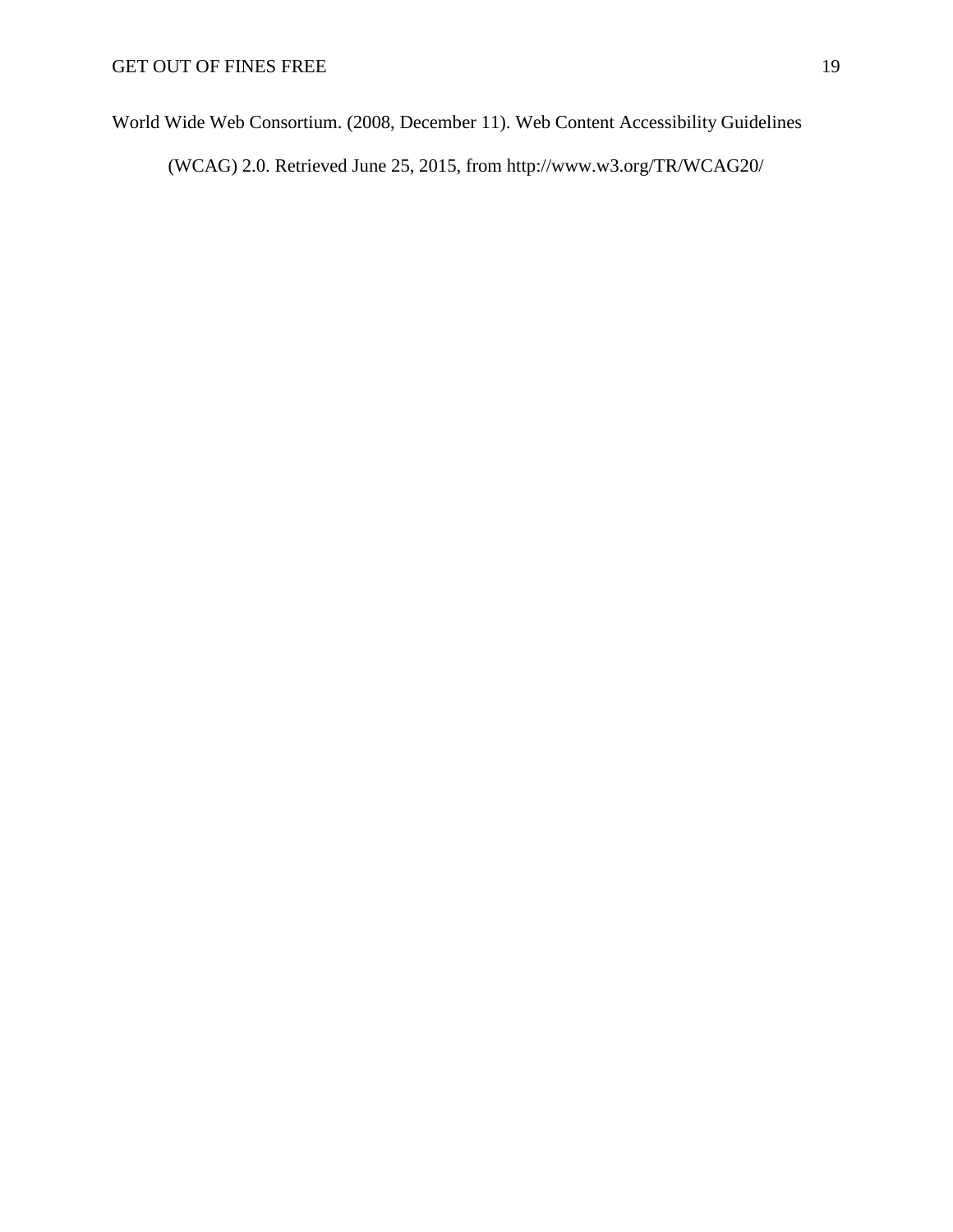World Wide Web Consortium. (2008, December 11). Web Content Accessibility Guidelines (WCAG) 2.0. Retrieved June 25, 2015, from http://www.w3.org/TR/WCAG20/